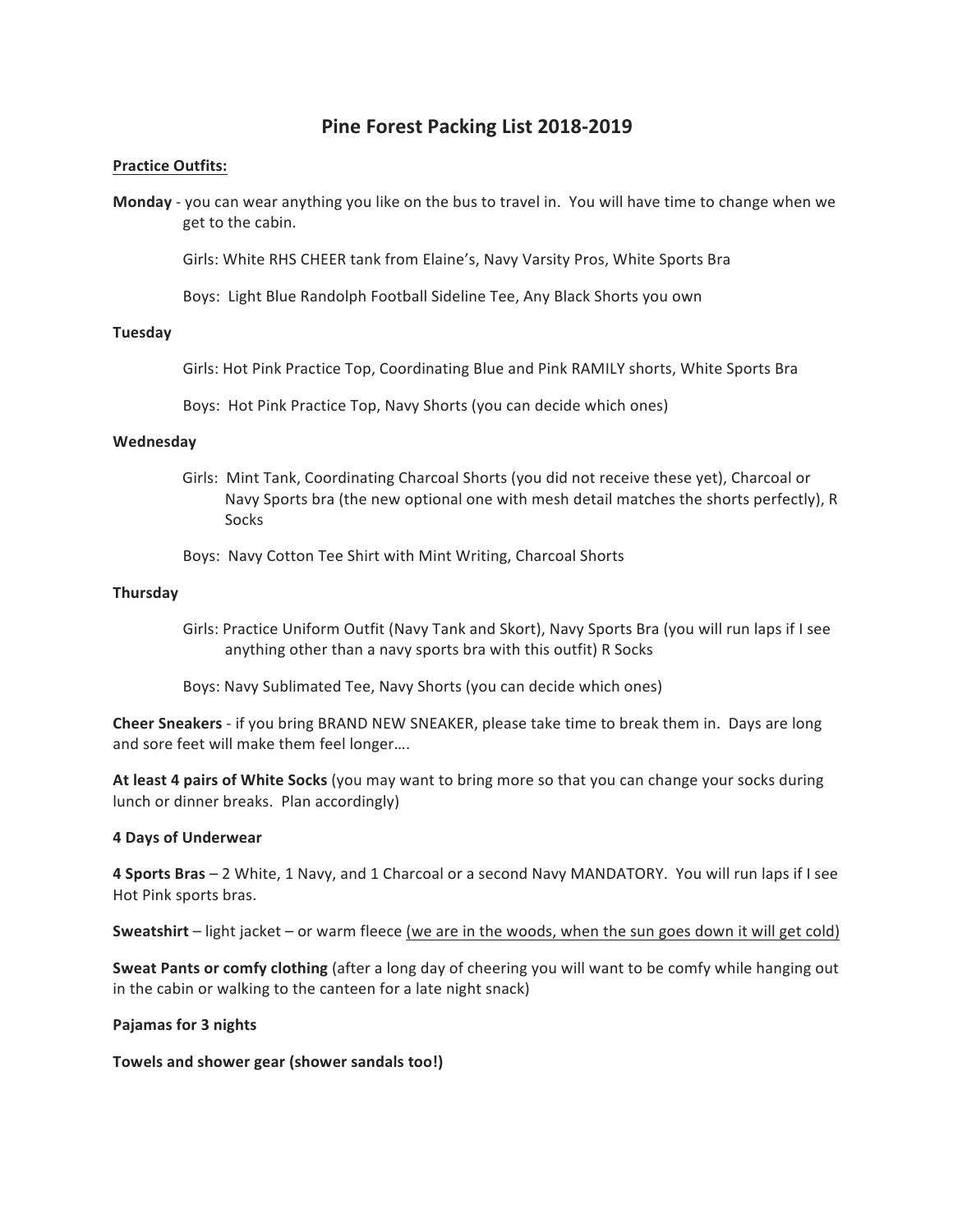# Pine Forest Packing List 2018-2019

**<u>Practice Outfits:</u>**

**Monday** - you can wear anything you like on the bus to travel in. You will have time to change when we get to the cabin.

Girls: White RHS CHEER tank from Elaine's, Navy Varsity Pros, White Sports Bra

Boys: Light Blue Randolph Football Sideline Tee, Any Black Shorts you own

**Tuesday**

Girls: Hot Pink Practice Top, Coordinating Blue and Pink RAMILY shorts, White Sports Bra

Boys: Hot Pink Practice Top, Navy Shorts (you can decide which ones)

**Wednesday**

Girls: Mint Tank, Coordinating Charcoal Shorts (you did not receive these yet), Charcoal or Navy Sports bra (the new optional one with mesh detail matches the shorts perfectly), R Socks

Boys: Navy Cotton Tee Shirt with Mint Writing, Charcoal Shorts

**Thursday**

Girls: Practice Uniform Outfit (Navy Tank and Skort), Navy Sports Bra (you will run laps if I see anything other than a navy sports bra with this outfit) R Socks

Boys: Navy Sublimated Tee, Navy Shorts (you can decide which ones)

**Cheer Sneakers** - if you bring BRAND NEW SNEAKER, please take time to break them in. Days are long and sore feet will make them feel longer….

**At least 4 pairs of White Socks** (you may want to bring more so that you can change your socks during lunch or dinner breaks. Plan accordingly)

**4 Days of Underwear**

**4 Sports Bras** – 2 White, 1 Navy, and 1 Charcoal or a second Navy MANDATORY. You will run laps if I see Hot Pink sports bras.

**Sweatshirt** – light jacket – or warm fleece <u>(we are in the woods, when the sun goes down it will get cold)</u>

**Sweat Pants or comfy clothing** (after a long day of cheering you will want to be comfy while hanging out in the cabin or walking to the canteen for a late night snack)

**Pajamas for 3 nights**

**Towels and shower gear (shower sandals too!)**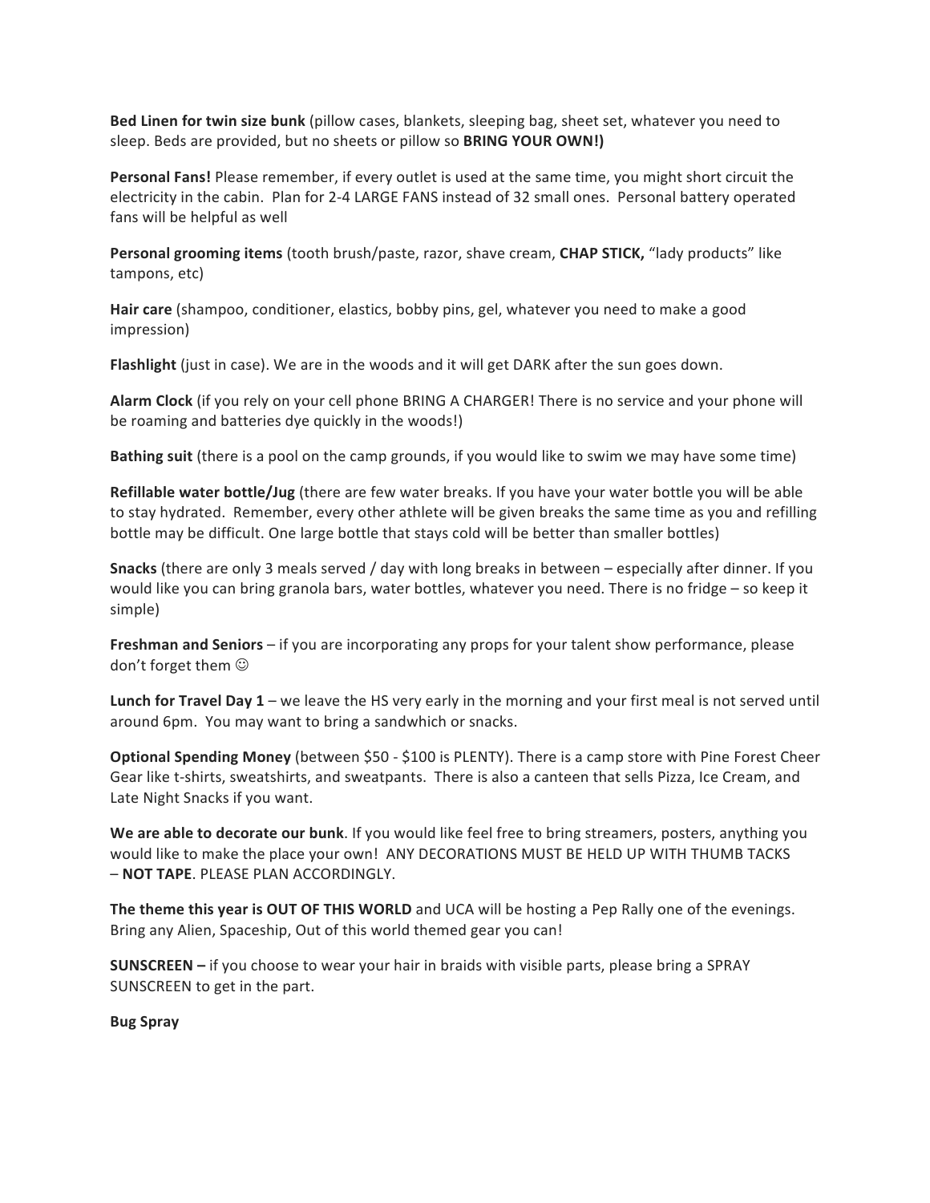**Bed Linen for twin size bunk** (pillow cases, blankets, sleeping bag, sheet set, whatever you need to sleep. Beds are provided, but no sheets or pillow so **BRING YOUR OWN!)**

**Personal Fans!** Please remember, if every outlet is used at the same time, you might short circuit the electricity in the cabin. Plan for 2-4 LARGE FANS instead of 32 small ones. Personal battery operated fans will be helpful as well

**Personal grooming items** (tooth brush/paste, razor, shave cream, **CHAP STICK,** "lady products" like tampons, etc)

**Hair care** (shampoo, conditioner, elastics, bobby pins, gel, whatever you need to make a good impression)

**Flashlight** (just in case). We are in the woods and it will get DARK after the sun goes down.

**Alarm Clock** (if you rely on your cell phone BRING A CHARGER! There is no service and your phone will be roaming and batteries dye quickly in the woods!)

**Bathing suit** (there is a pool on the camp grounds, if you would like to swim we may have some time)

**Refillable water bottle/Jug** (there are few water breaks. If you have your water bottle you will be able to stay hydrated. Remember, every other athlete will be given breaks the same time as you and refilling bottle may be difficult. One large bottle that stays cold will be better than smaller bottles)

**Snacks** (there are only 3 meals served / day with long breaks in between – especially after dinner. If you would like you can bring granola bars, water bottles, whatever you need. There is no fridge – so keep it simple)

**Freshman and Seniors** – if you are incorporating any props for your talent show performance, please don't forget them ☺

**Lunch for Travel Day 1** – we leave the HS very early in the morning and your first meal is not served until around 6pm. You may want to bring a sandwhich or snacks.

**Optional Spending Money** (between $50 - $100 is PLENTY). There is a camp store with Pine Forest Cheer Gear like t-shirts, sweatshirts, and sweatpants. There is also a canteen that sells Pizza, Ice Cream, and Late Night Snacks if you want.

**We are able to decorate our bunk**. If you would like feel free to bring streamers, posters, anything you would like to make the place your own! ANY DECORATIONS MUST BE HELD UP WITH THUMB TACKS – **NOT TAPE**. PLEASE PLAN ACCORDINGLY.

**The theme this year is OUT OF THIS WORLD** and UCA will be hosting a Pep Rally one of the evenings. Bring any Alien, Spaceship, Out of this world themed gear you can!

**SUNSCREEN –** if you choose to wear your hair in braids with visible parts, please bring a SPRAY SUNSCREEN to get in the part.

**Bug Spray**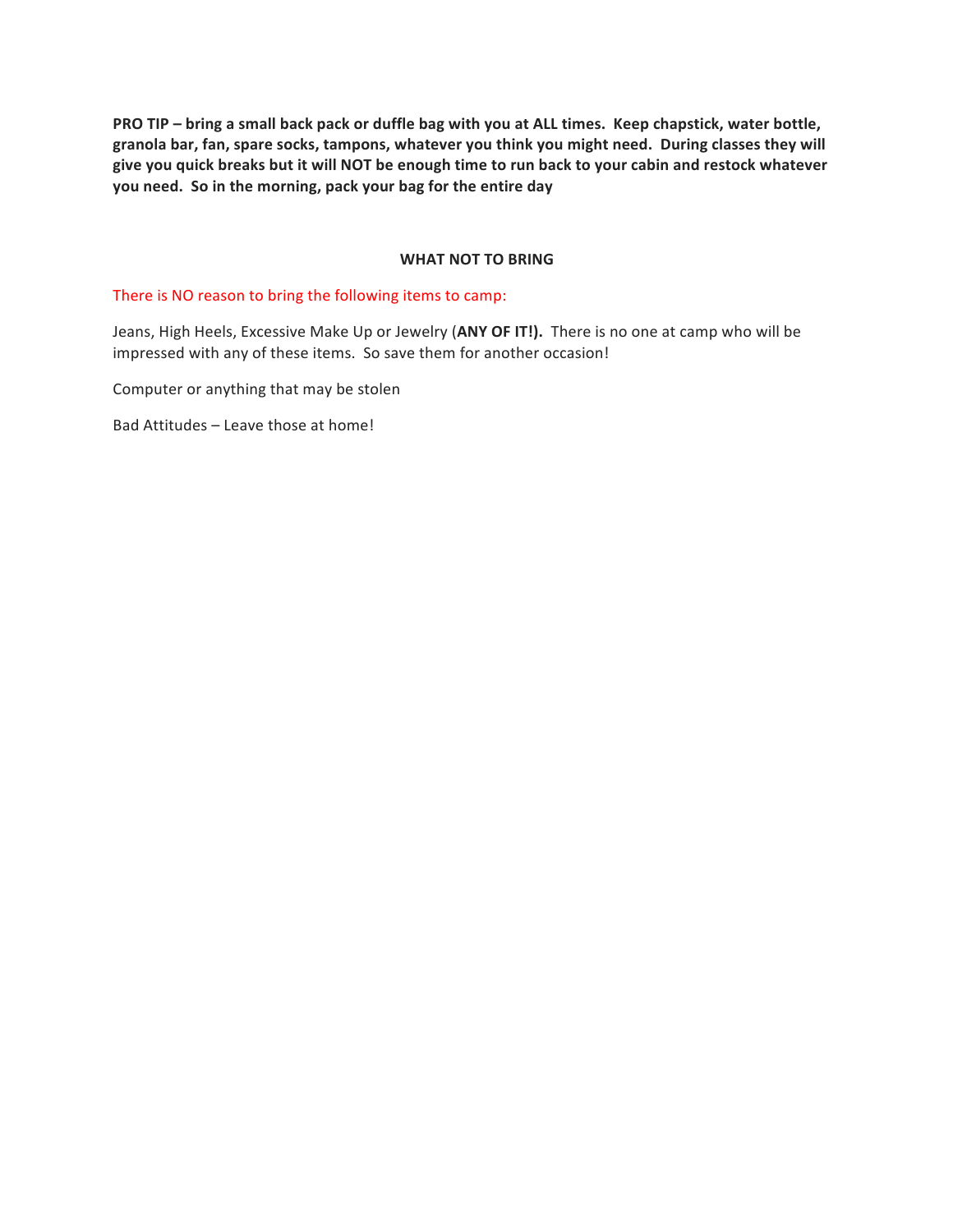**PRO TIP – bring a small back pack or duffle bag with you at ALL times. Keep chapstick, water bottle, granola bar, fan, spare socks, tampons, whatever you think you might need. During classes they will give you quick breaks but it will NOT be enough time to run back to your cabin and restock whatever you need. So in the morning, pack your bag for the entire day**

## WHAT NOT TO BRING

There is NO reason to bring the following items to camp:

Jeans, High Heels, Excessive Make Up or Jewelry (**ANY OF IT!).** There is no one at camp who will be impressed with any of these items. So save them for another occasion!

Computer or anything that may be stolen

Bad Attitudes – Leave those at home!